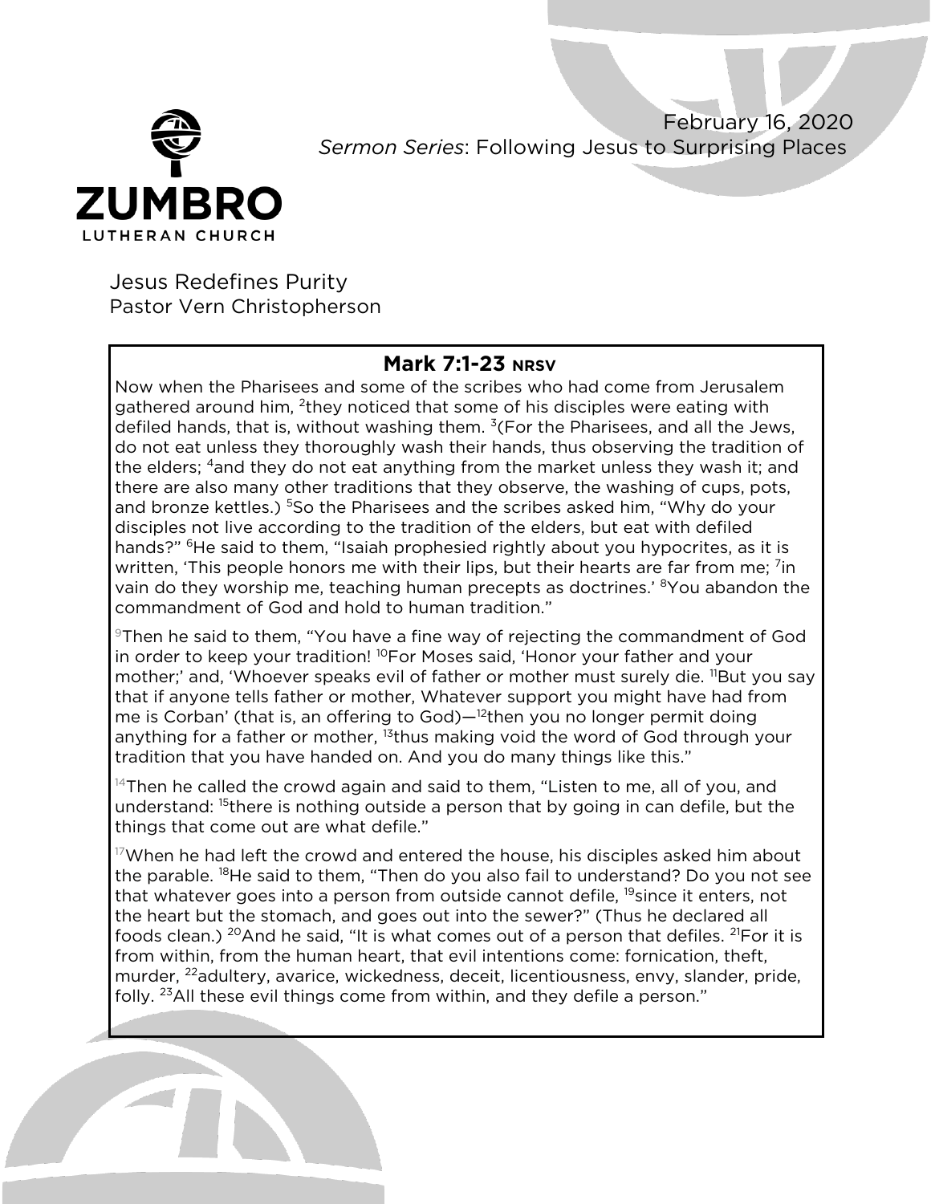ZUMBRO LUTHERAN CHURCH

February 16, 2020
*Sermon Series*: Following Jesus to Surprising Places

# Jesus Redefines Purity
Pastor Vern Christopherson

## Mark 7:1-23 NRSV

Now when the Pharisees and some of the scribes who had come from Jerusalem gathered around him, [2]they noticed that some of his disciples were eating with defiled hands, that is, without washing them. [3](For the Pharisees, and all the Jews, do not eat unless they thoroughly wash their hands, thus observing the tradition of the elders; [4]and they do not eat anything from the market unless they wash it; and there are also many other traditions that they observe, the washing of cups, pots, and bronze kettles.) [5]So the Pharisees and the scribes asked him, "Why do your disciples not live according to the tradition of the elders, but eat with defiled hands?" [6]He said to them, "Isaiah prophesied rightly about you hypocrites, as it is written, 'This people honors me with their lips, but their hearts are far from me; [7]in vain do they worship me, teaching human precepts as doctrines.' [8]You abandon the commandment of God and hold to human tradition."

[9]Then he said to them, "You have a fine way of rejecting the commandment of God in order to keep your tradition! [10]For Moses said, 'Honor your father and your mother;' and, 'Whoever speaks evil of father or mother must surely die. [11]But you say that if anyone tells father or mother, Whatever support you might have had from me is Corban' (that is, an offering to God)—[12]then you no longer permit doing anything for a father or mother, [13]thus making void the word of God through your tradition that you have handed on. And you do many things like this."

[14]Then he called the crowd again and said to them, "Listen to me, all of you, and understand: [15]there is nothing outside a person that by going in can defile, but the things that come out are what defile."

[17]When he had left the crowd and entered the house, his disciples asked him about the parable. [18]He said to them, "Then do you also fail to understand? Do you not see that whatever goes into a person from outside cannot defile, [19]since it enters, not the heart but the stomach, and goes out into the sewer?" (Thus he declared all foods clean.) [20]And he said, "It is what comes out of a person that defiles. [21]For it is from within, from the human heart, that evil intentions come: fornication, theft, murder, [22]adultery, avarice, wickedness, deceit, licentiousness, envy, slander, pride, folly. [23]All these evil things come from within, and they defile a person."